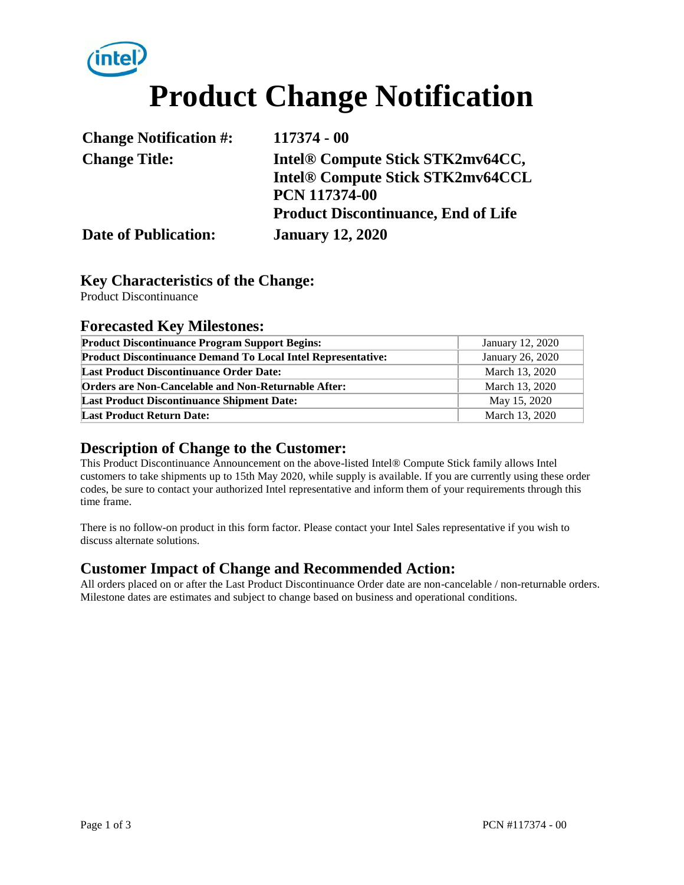# Product Change Notification

**Change Notification #:** 117374 - 00

**Change Title:** Intel® Compute Stick STK2mv64CC, Intel® Compute Stick STK2mv64CCL PCN 117374-00 Product Discontinuance, End of Life

**Date of Publication:** January 12, 2020

## Key Characteristics of the Change:

Product Discontinuance

## Forecasted Key Milestones:

| | |
|---|---|
| **Product Discontinuance Program Support Begins:** | January 12, 2020 |
| **Product Discontinuance Demand To Local Intel Representative:** | January 26, 2020 |
| **Last Product Discontinuance Order Date:** | March 13, 2020 |
| **Orders are Non-Cancelable and Non-Returnable After:** | March 13, 2020 |
| **Last Product Discontinuance Shipment Date:** | May 15, 2020 |
| **Last Product Return Date:** | March 13, 2020 |

## Description of Change to the Customer:

This Product Discontinuance Announcement on the above-listed Intel® Compute Stick family allows Intel customers to take shipments up to 15th May 2020, while supply is available. If you are currently using these order codes, be sure to contact your authorized Intel representative and inform them of your requirements through this time frame.

There is no follow-on product in this form factor. Please contact your Intel Sales representative if you wish to discuss alternate solutions.

## Customer Impact of Change and Recommended Action:

All orders placed on or after the Last Product Discontinuance Order date are non-cancelable / non-returnable orders. Milestone dates are estimates and subject to change based on business and operational conditions.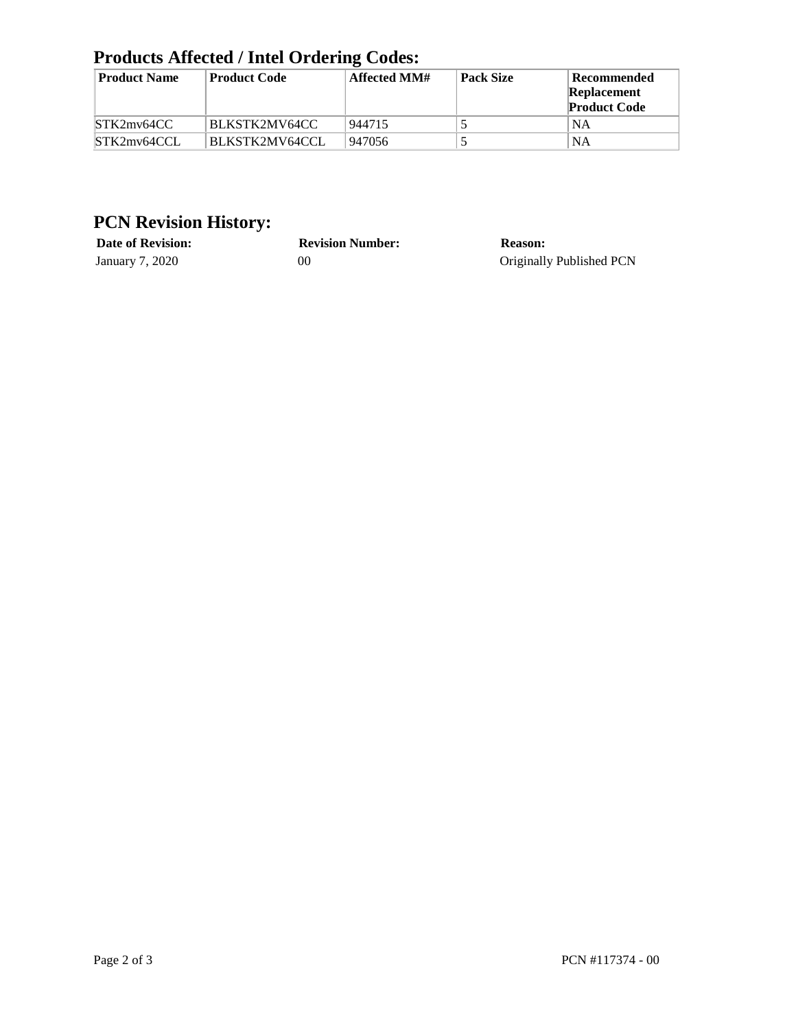## Products Affected / Intel Ordering Codes:

| Product Name | Product Code | Affected MM# | Pack Size | Recommended Replacement Product Code |
|---|---|---|---|---|
| STK2mv64CC | BLKSTK2MV64CC | 944715 | 5 | NA |
| STK2mv64CCL | BLKSTK2MV64CCL | 947056 | 5 | NA |

## PCN Revision History:

| Date of Revision: | Revision Number: | Reason: |
|---|---|---|
| January 7, 2020 | 00 | Originally Published PCN |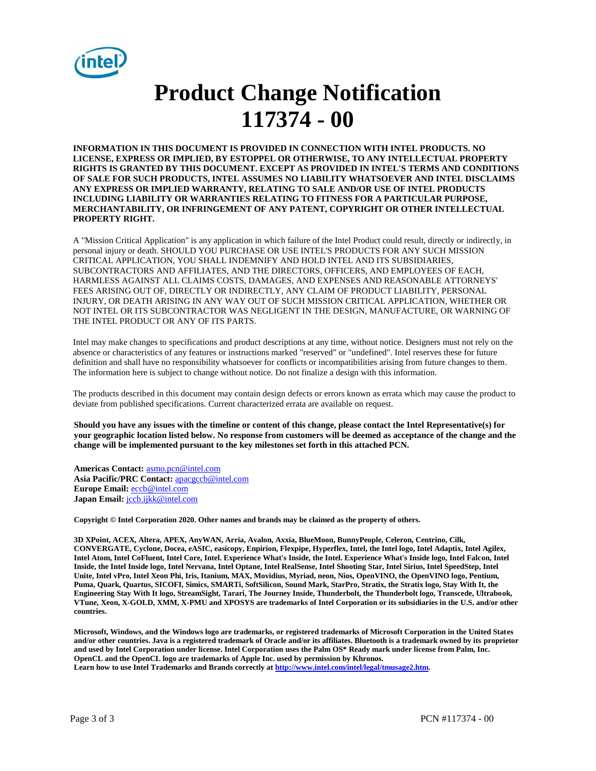# Product Change Notification 117374 - 00

**INFORMATION IN THIS DOCUMENT IS PROVIDED IN CONNECTION WITH INTEL PRODUCTS. NO LICENSE, EXPRESS OR IMPLIED, BY ESTOPPEL OR OTHERWISE, TO ANY INTELLECTUAL PROPERTY RIGHTS IS GRANTED BY THIS DOCUMENT. EXCEPT AS PROVIDED IN INTEL'S TERMS AND CONDITIONS OF SALE FOR SUCH PRODUCTS, INTEL ASSUMES NO LIABILITY WHATSOEVER AND INTEL DISCLAIMS ANY EXPRESS OR IMPLIED WARRANTY, RELATING TO SALE AND/OR USE OF INTEL PRODUCTS INCLUDING LIABILITY OR WARRANTIES RELATING TO FITNESS FOR A PARTICULAR PURPOSE, MERCHANTABILITY, OR INFRINGEMENT OF ANY PATENT, COPYRIGHT OR OTHER INTELLECTUAL PROPERTY RIGHT.**

A "Mission Critical Application" is any application in which failure of the Intel Product could result, directly or indirectly, in personal injury or death. SHOULD YOU PURCHASE OR USE INTEL'S PRODUCTS FOR ANY SUCH MISSION CRITICAL APPLICATION, YOU SHALL INDEMNIFY AND HOLD INTEL AND ITS SUBSIDIARIES, SUBCONTRACTORS AND AFFILIATES, AND THE DIRECTORS, OFFICERS, AND EMPLOYEES OF EACH, HARMLESS AGAINST ALL CLAIMS COSTS, DAMAGES, AND EXPENSES AND REASONABLE ATTORNEYS' FEES ARISING OUT OF, DIRECTLY OR INDIRECTLY, ANY CLAIM OF PRODUCT LIABILITY, PERSONAL INJURY, OR DEATH ARISING IN ANY WAY OUT OF SUCH MISSION CRITICAL APPLICATION, WHETHER OR NOT INTEL OR ITS SUBCONTRACTOR WAS NEGLIGENT IN THE DESIGN, MANUFACTURE, OR WARNING OF THE INTEL PRODUCT OR ANY OF ITS PARTS.

Intel may make changes to specifications and product descriptions at any time, without notice. Designers must not rely on the absence or characteristics of any features or instructions marked "reserved" or "undefined". Intel reserves these for future definition and shall have no responsibility whatsoever for conflicts or incompatibilities arising from future changes to them. The information here is subject to change without notice. Do not finalize a design with this information.

The products described in this document may contain design defects or errors known as errata which may cause the product to deviate from published specifications. Current characterized errata are available on request.

**Should you have any issues with the timeline or content of this change, please contact the Intel Representative(s) for your geographic location listed below. No response from customers will be deemed as acceptance of the change and the change will be implemented pursuant to the key milestones set forth in this attached PCN.**

**Americas Contact:** asmo.pcn@intel.com
**Asia Pacific/PRC Contact:** apacgccb@intel.com
**Europe Email:** eccb@intel.com
**Japan Email:** jccb.ijkk@intel.com

**Copyright © Intel Corporation 2020. Other names and brands may be claimed as the property of others.**

**3D XPoint, ACEX, Altera, APEX, AnyWAN, Arria, Avalon, Axxia, BlueMoon, BunnyPeople, Celeron, Centrino, Cilk, CONVERGATE, Cyclone, Docea, eASIC, easicopy, Enpirion, Flexpipe, Hyperflex, Intel, the Intel logo, Intel Adaptix, Intel Agilex, Intel Atom, Intel CoFluent, Intel Core, Intel. Experience What's Inside, the Intel. Experience What's Inside logo, Intel Falcon, Intel Inside, the Intel Inside logo, Intel Nervana, Intel Optane, Intel RealSense, Intel Shooting Star, Intel Sirius, Intel SpeedStep, Intel Unite, Intel vPro, Intel Xeon Phi, Iris, Itanium, MAX, Movidius, Myriad, neon, Nios, OpenVINO, the OpenVINO logo, Pentium, Puma, Quark, Quartus, SICOFI, Simics, SMARTi, SoftSilicon, Sound Mark, StarPro, Stratix, the Stratix logo, Stay With It, the Engineering Stay With It logo, StreamSight, Tarari, The Journey Inside, Thunderbolt, the Thunderbolt logo, Transcede, Ultrabook, VTune, Xeon, X-GOLD, XMM, X-PMU and XPOSYS are trademarks of Intel Corporation or its subsidiaries in the U.S. and/or other countries.**

**Microsoft, Windows, and the Windows logo are trademarks, or registered trademarks of Microsoft Corporation in the United States and/or other countries. Java is a registered trademark of Oracle and/or its affiliates. Bluetooth is a trademark owned by its proprietor and used by Intel Corporation under license. Intel Corporation uses the Palm OS* Ready mark under license from Palm, Inc. OpenCL and the OpenCL logo are trademarks of Apple Inc. used by permission by Khronos.**
**Learn how to use Intel Trademarks and Brands correctly at http://www.intel.com/intel/legal/tmusage2.htm.**